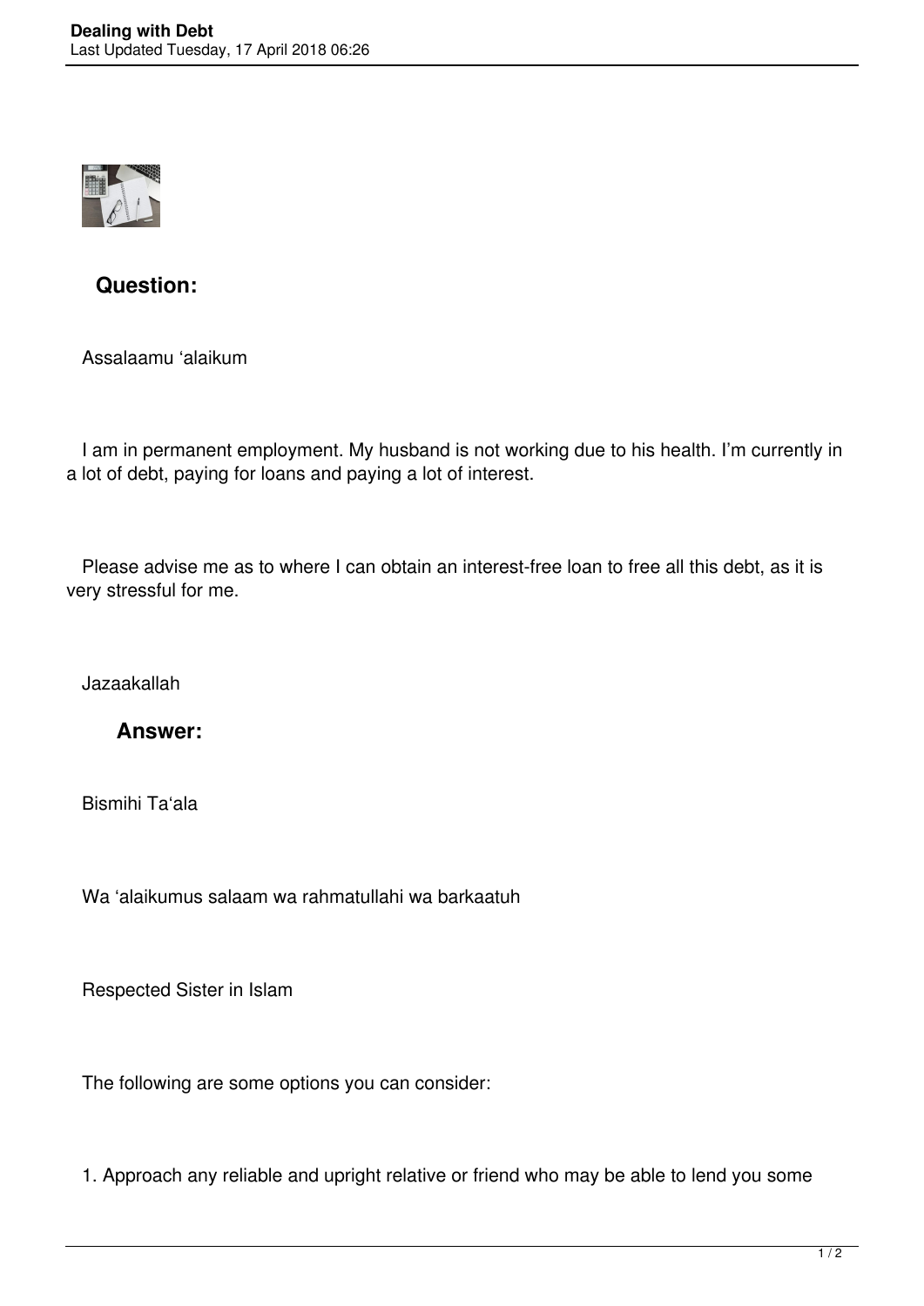## Question:

Assalaamu 'alaikum

I am in permanent employment. My husband is not working due to his health. I'm currently in a lot of debt, paying for loans and paying a lot of interest.

Please advise me as to where I can obtain an interest-free loan to free all this debt, as it is very stressful for me.

Jazaakallah

## Answer:

Bismihi Ta'ala

Wa 'alaikumus salaam wa rahmatullahi wa barkaatuh

Respected Sister in Islam

The following are some options you can consider:

1. Approach any reliable and upright relative or friend who may be able to lend you some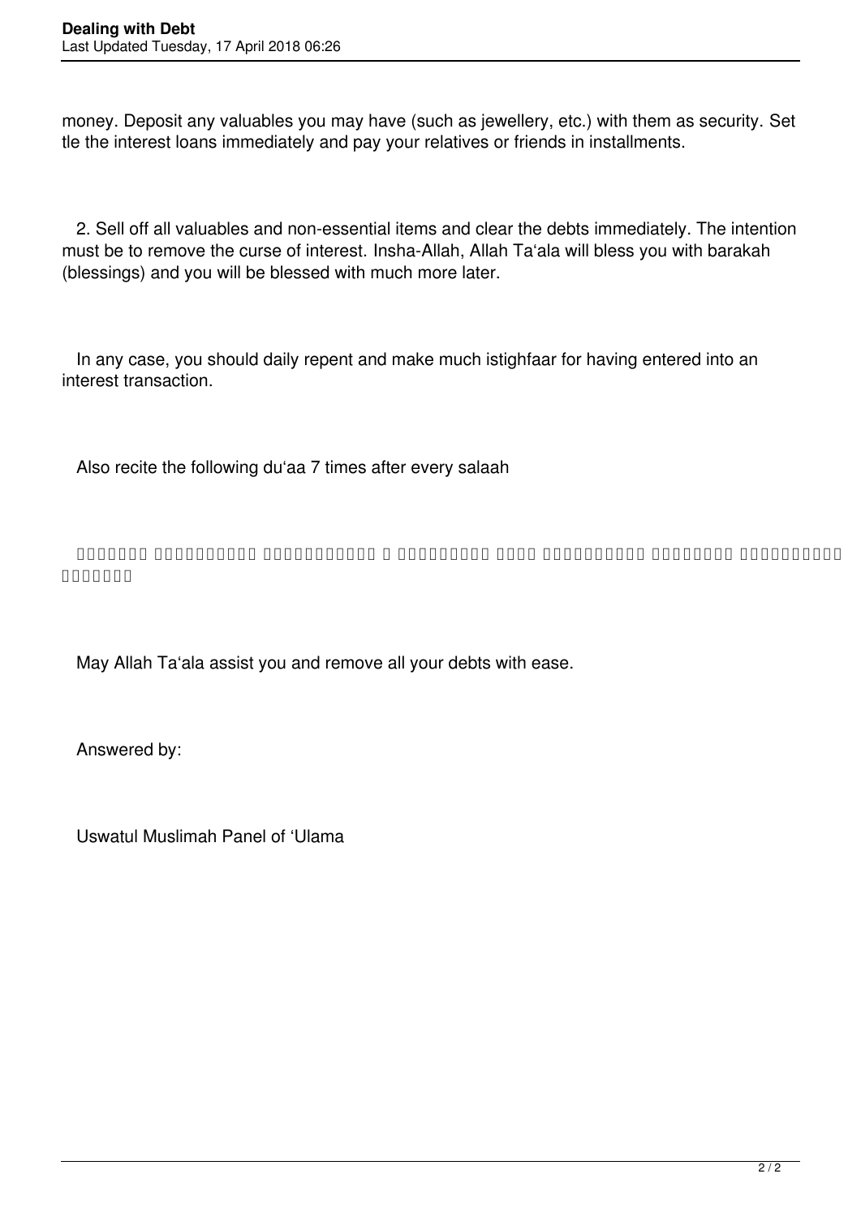money. Deposit any valuables you may have (such as jewellery, etc.) with them as security. Settle the interest loans immediately and pay your relatives or friends in installments.

2. Sell off all valuables and non-essential items and clear the debts immediately. The intention must be to remove the curse of interest. Insha-Allah, Allah Ta'ala will bless you with barakah (blessings) and you will be blessed with much more later.

In any case, you should daily repent and make much istighfaar for having entered into an interest transaction.

Also recite the following du'aa 7 times after every salaah

□□□□□□□ □□□□□□□□□□ □□□□□□□□□□□ □ □□□□□□□□□ □□□□ □□□□□□□□□□ □□□□□□□□ □□□□□□□□□□ □□□□□□

May Allah Ta'ala assist you and remove all your debts with ease.

Answered by:

Uswatul Muslimah Panel of 'Ulama